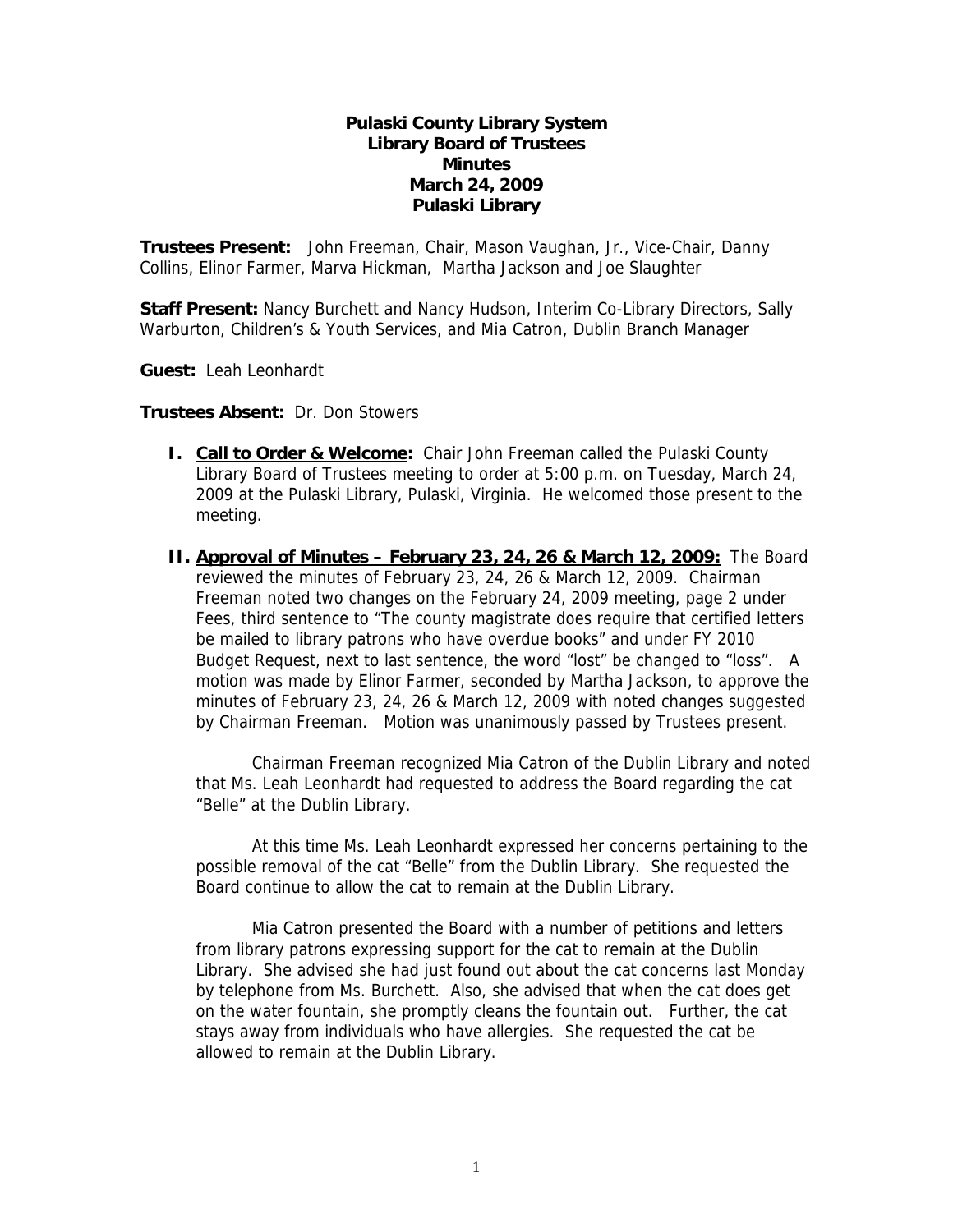# Pulaski County Library System
## Library Board of Trustees
## Minutes
## March 24, 2009
## Pulaski Library

**Trustees Present:** John Freeman, Chair, Mason Vaughan, Jr., Vice-Chair, Danny Collins, Elinor Farmer, Marva Hickman, Martha Jackson and Joe Slaughter

**Staff Present:** Nancy Burchett and Nancy Hudson, Interim Co-Library Directors, Sally Warburton, Children's & Youth Services, and Mia Catron, Dublin Branch Manager

**Guest:** Leah Leonhardt

**Trustees Absent:** Dr. Don Stowers

**I. Call to Order & Welcome:** Chair John Freeman called the Pulaski County Library Board of Trustees meeting to order at 5:00 p.m. on Tuesday, March 24, 2009 at the Pulaski Library, Pulaski, Virginia. He welcomed those present to the meeting.

**II. Approval of Minutes – February 23, 24, 26 & March 12, 2009:** The Board reviewed the minutes of February 23, 24, 26 & March 12, 2009. Chairman Freeman noted two changes on the February 24, 2009 meeting, page 2 under Fees, third sentence to "The county magistrate does require that certified letters be mailed to library patrons who have overdue books" and under FY 2010 Budget Request, next to last sentence, the word "lost" be changed to "loss". A motion was made by Elinor Farmer, seconded by Martha Jackson, to approve the minutes of February 23, 24, 26 & March 12, 2009 with noted changes suggested by Chairman Freeman. Motion was unanimously passed by Trustees present.

Chairman Freeman recognized Mia Catron of the Dublin Library and noted that Ms. Leah Leonhardt had requested to address the Board regarding the cat "Belle" at the Dublin Library.

At this time Ms. Leah Leonhardt expressed her concerns pertaining to the possible removal of the cat "Belle" from the Dublin Library. She requested the Board continue to allow the cat to remain at the Dublin Library.

Mia Catron presented the Board with a number of petitions and letters from library patrons expressing support for the cat to remain at the Dublin Library. She advised she had just found out about the cat concerns last Monday by telephone from Ms. Burchett. Also, she advised that when the cat does get on the water fountain, she promptly cleans the fountain out. Further, the cat stays away from individuals who have allergies. She requested the cat be allowed to remain at the Dublin Library.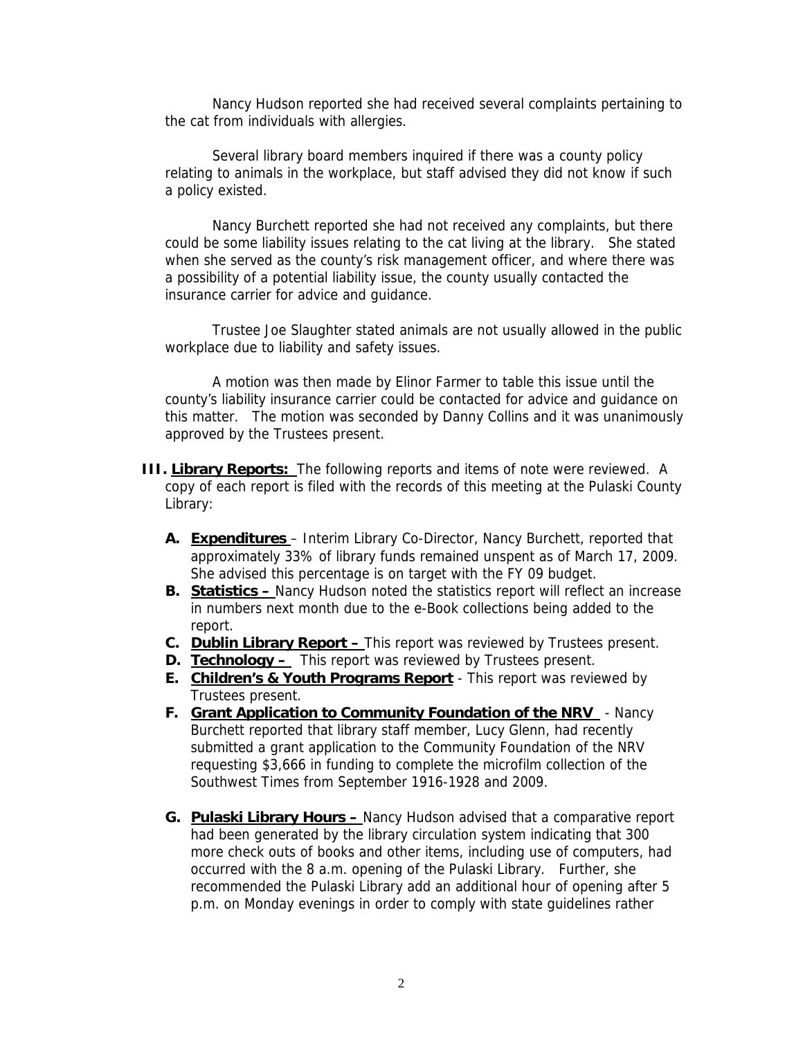Nancy Hudson reported she had received several complaints pertaining to the cat from individuals with allergies.

Several library board members inquired if there was a county policy relating to animals in the workplace, but staff advised they did not know if such a policy existed.

Nancy Burchett reported she had not received any complaints, but there could be some liability issues relating to the cat living at the library. She stated when she served as the county's risk management officer, and where there was a possibility of a potential liability issue, the county usually contacted the insurance carrier for advice and guidance.

Trustee Joe Slaughter stated animals are not usually allowed in the public workplace due to liability and safety issues.

A motion was then made by Elinor Farmer to table this issue until the county's liability insurance carrier could be contacted for advice and guidance on this matter. The motion was seconded by Danny Collins and it was unanimously approved by the Trustees present.

**III. Library Reports:** The following reports and items of note were reviewed. A copy of each report is filed with the records of this meeting at the Pulaski County Library:

- **A. Expenditures** – Interim Library Co-Director, Nancy Burchett, reported that approximately 33% of library funds remained unspent as of March 17, 2009. She advised this percentage is on target with the FY 09 budget.
- **B. Statistics –** Nancy Hudson noted the statistics report will reflect an increase in numbers next month due to the e-Book collections being added to the report.
- **C. Dublin Library Report –** This report was reviewed by Trustees present.
- **D. Technology –** This report was reviewed by Trustees present.
- **E. Children's & Youth Programs Report** - This report was reviewed by Trustees present.
- **F. Grant Application to Community Foundation of the NRV** - Nancy Burchett reported that library staff member, Lucy Glenn, had recently submitted a grant application to the Community Foundation of the NRV requesting $3,666 in funding to complete the microfilm collection of the Southwest Times from September 1916-1928 and 2009.
- **G. Pulaski Library Hours –** Nancy Hudson advised that a comparative report had been generated by the library circulation system indicating that 300 more check outs of books and other items, including use of computers, had occurred with the 8 a.m. opening of the Pulaski Library. Further, she recommended the Pulaski Library add an additional hour of opening after 5 p.m. on Monday evenings in order to comply with state guidelines rather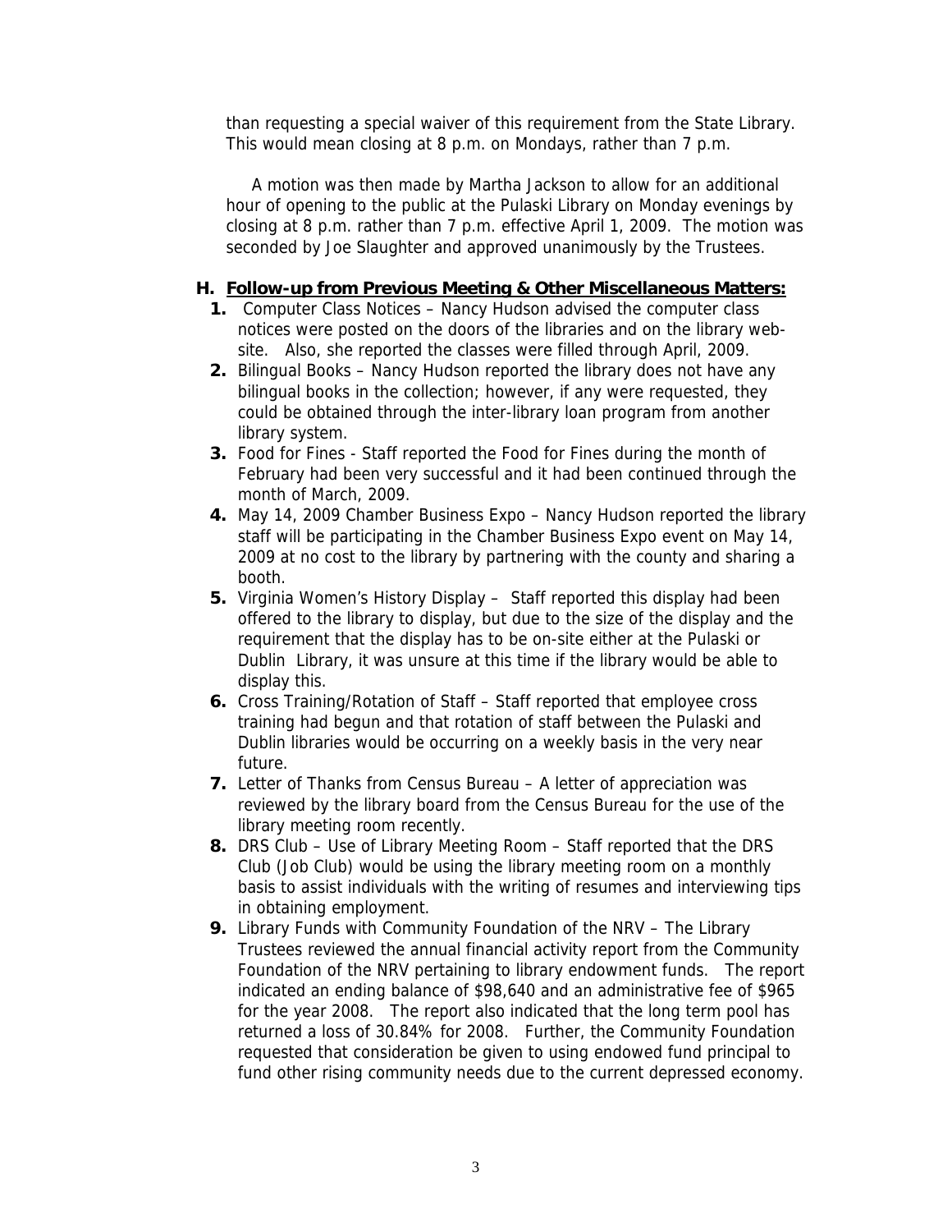than requesting a special waiver of this requirement from the State Library. This would mean closing at 8 p.m. on Mondays, rather than 7 p.m.

A motion was then made by Martha Jackson to allow for an additional hour of opening to the public at the Pulaski Library on Monday evenings by closing at 8 p.m. rather than 7 p.m. effective April 1, 2009. The motion was seconded by Joe Slaughter and approved unanimously by the Trustees.

## H. Follow-up from Previous Meeting & Other Miscellaneous Matters:

1. Computer Class Notices – Nancy Hudson advised the computer class notices were posted on the doors of the libraries and on the library web-site. Also, she reported the classes were filled through April, 2009.
2. Bilingual Books – Nancy Hudson reported the library does not have any bilingual books in the collection; however, if any were requested, they could be obtained through the inter-library loan program from another library system.
3. Food for Fines - Staff reported the Food for Fines during the month of February had been very successful and it had been continued through the month of March, 2009.
4. May 14, 2009 Chamber Business Expo – Nancy Hudson reported the library staff will be participating in the Chamber Business Expo event on May 14, 2009 at no cost to the library by partnering with the county and sharing a booth.
5. Virginia Women's History Display – Staff reported this display had been offered to the library to display, but due to the size of the display and the requirement that the display has to be on-site either at the Pulaski or Dublin Library, it was unsure at this time if the library would be able to display this.
6. Cross Training/Rotation of Staff – Staff reported that employee cross training had begun and that rotation of staff between the Pulaski and Dublin libraries would be occurring on a weekly basis in the very near future.
7. Letter of Thanks from Census Bureau – A letter of appreciation was reviewed by the library board from the Census Bureau for the use of the library meeting room recently.
8. DRS Club – Use of Library Meeting Room – Staff reported that the DRS Club (Job Club) would be using the library meeting room on a monthly basis to assist individuals with the writing of resumes and interviewing tips in obtaining employment.
9. Library Funds with Community Foundation of the NRV – The Library Trustees reviewed the annual financial activity report from the Community Foundation of the NRV pertaining to library endowment funds. The report indicated an ending balance of $98,640 and an administrative fee of $965 for the year 2008. The report also indicated that the long term pool has returned a loss of 30.84% for 2008. Further, the Community Foundation requested that consideration be given to using endowed fund principal to fund other rising community needs due to the current depressed economy.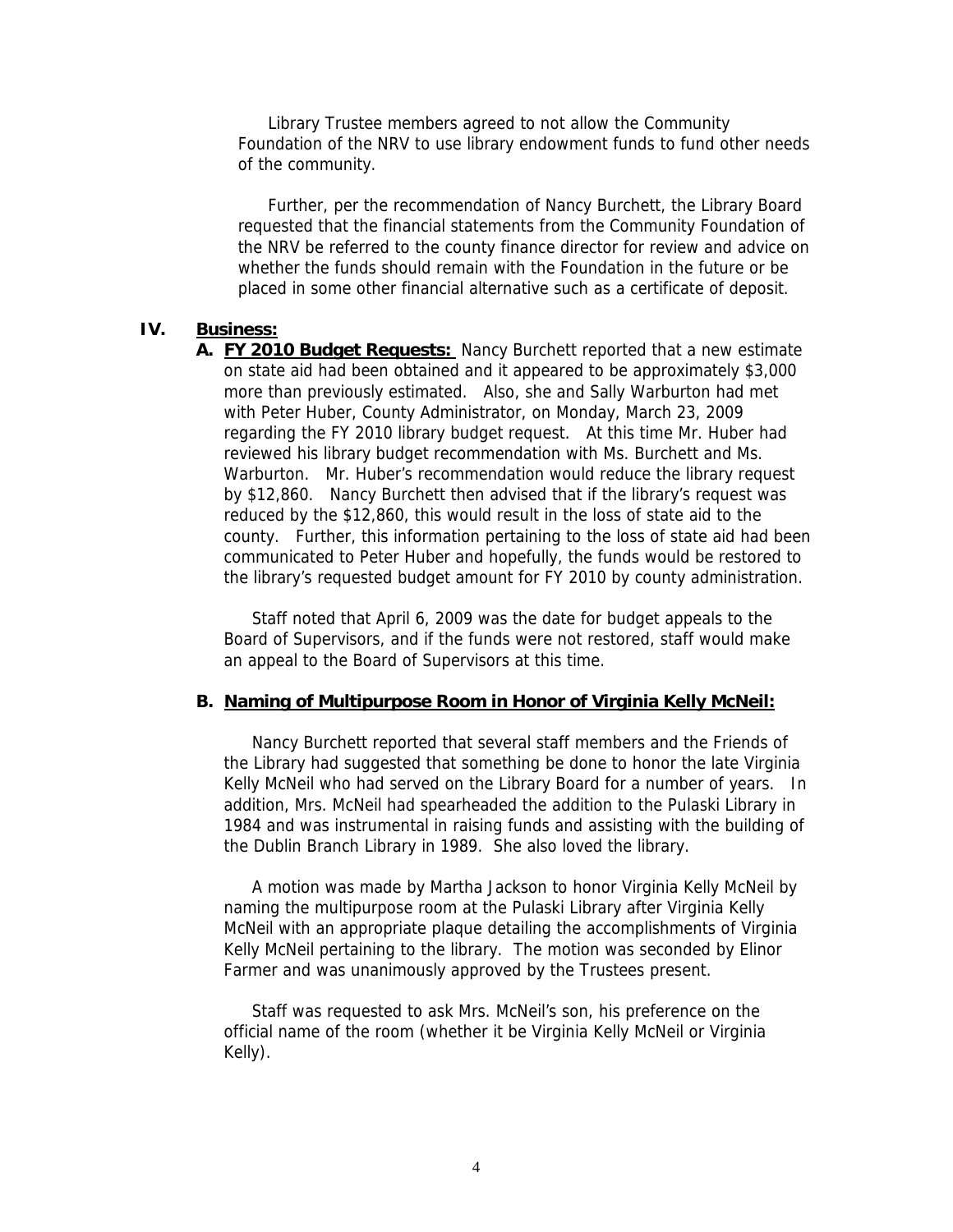Library Trustee members agreed to not allow the Community Foundation of the NRV to use library endowment funds to fund other needs of the community.

Further, per the recommendation of Nancy Burchett, the Library Board requested that the financial statements from the Community Foundation of the NRV be referred to the county finance director for review and advice on whether the funds should remain with the Foundation in the future or be placed in some other financial alternative such as a certificate of deposit.

## IV. Business:

**A. FY 2010 Budget Requests:** Nancy Burchett reported that a new estimate on state aid had been obtained and it appeared to be approximately $3,000 more than previously estimated. Also, she and Sally Warburton had met with Peter Huber, County Administrator, on Monday, March 23, 2009 regarding the FY 2010 library budget request. At this time Mr. Huber had reviewed his library budget recommendation with Ms. Burchett and Ms. Warburton. Mr. Huber's recommendation would reduce the library request by $12,860. Nancy Burchett then advised that if the library's request was reduced by the $12,860, this would result in the loss of state aid to the county. Further, this information pertaining to the loss of state aid had been communicated to Peter Huber and hopefully, the funds would be restored to the library's requested budget amount for FY 2010 by county administration.

Staff noted that April 6, 2009 was the date for budget appeals to the Board of Supervisors, and if the funds were not restored, staff would make an appeal to the Board of Supervisors at this time.

**B. Naming of Multipurpose Room in Honor of Virginia Kelly McNeil:**

Nancy Burchett reported that several staff members and the Friends of the Library had suggested that something be done to honor the late Virginia Kelly McNeil who had served on the Library Board for a number of years. In addition, Mrs. McNeil had spearheaded the addition to the Pulaski Library in 1984 and was instrumental in raising funds and assisting with the building of the Dublin Branch Library in 1989. She also loved the library.

A motion was made by Martha Jackson to honor Virginia Kelly McNeil by naming the multipurpose room at the Pulaski Library after Virginia Kelly McNeil with an appropriate plaque detailing the accomplishments of Virginia Kelly McNeil pertaining to the library. The motion was seconded by Elinor Farmer and was unanimously approved by the Trustees present.

Staff was requested to ask Mrs. McNeil's son, his preference on the official name of the room (whether it be Virginia Kelly McNeil or Virginia Kelly).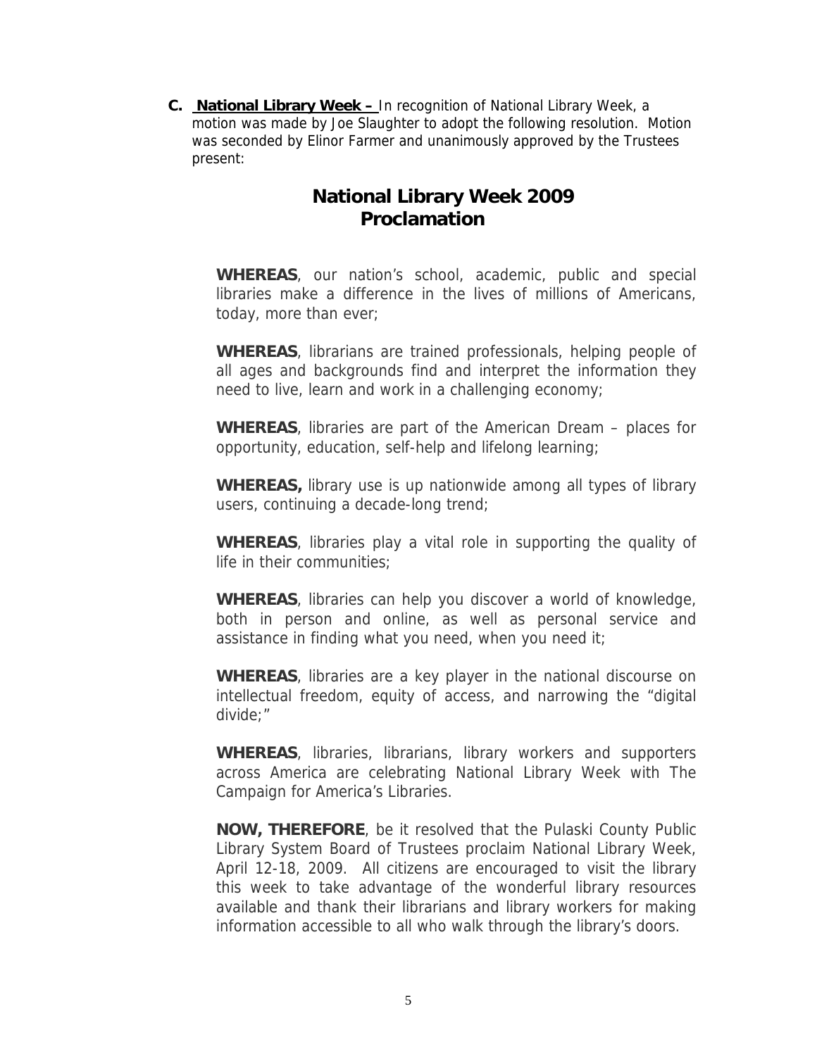**C. National Library Week –** In recognition of National Library Week, a motion was made by Joe Slaughter to adopt the following resolution. Motion was seconded by Elinor Farmer and unanimously approved by the Trustees present:

## National Library Week 2009 Proclamation

**WHEREAS**, our nation's school, academic, public and special libraries make a difference in the lives of millions of Americans, today, more than ever;

**WHEREAS**, librarians are trained professionals, helping people of all ages and backgrounds find and interpret the information they need to live, learn and work in a challenging economy;

**WHEREAS**, libraries are part of the American Dream – places for opportunity, education, self-help and lifelong learning;

**WHEREAS,** library use is up nationwide among all types of library users, continuing a decade-long trend;

**WHEREAS**, libraries play a vital role in supporting the quality of life in their communities;

**WHEREAS**, libraries can help you discover a world of knowledge, both in person and online, as well as personal service and assistance in finding what you need, when you need it;

**WHEREAS**, libraries are a key player in the national discourse on intellectual freedom, equity of access, and narrowing the "digital divide;"

**WHEREAS**, libraries, librarians, library workers and supporters across America are celebrating National Library Week with The Campaign for America's Libraries.

**NOW, THEREFORE**, be it resolved that the Pulaski County Public Library System Board of Trustees proclaim National Library Week, April 12-18, 2009. All citizens are encouraged to visit the library this week to take advantage of the wonderful library resources available and thank their librarians and library workers for making information accessible to all who walk through the library's doors.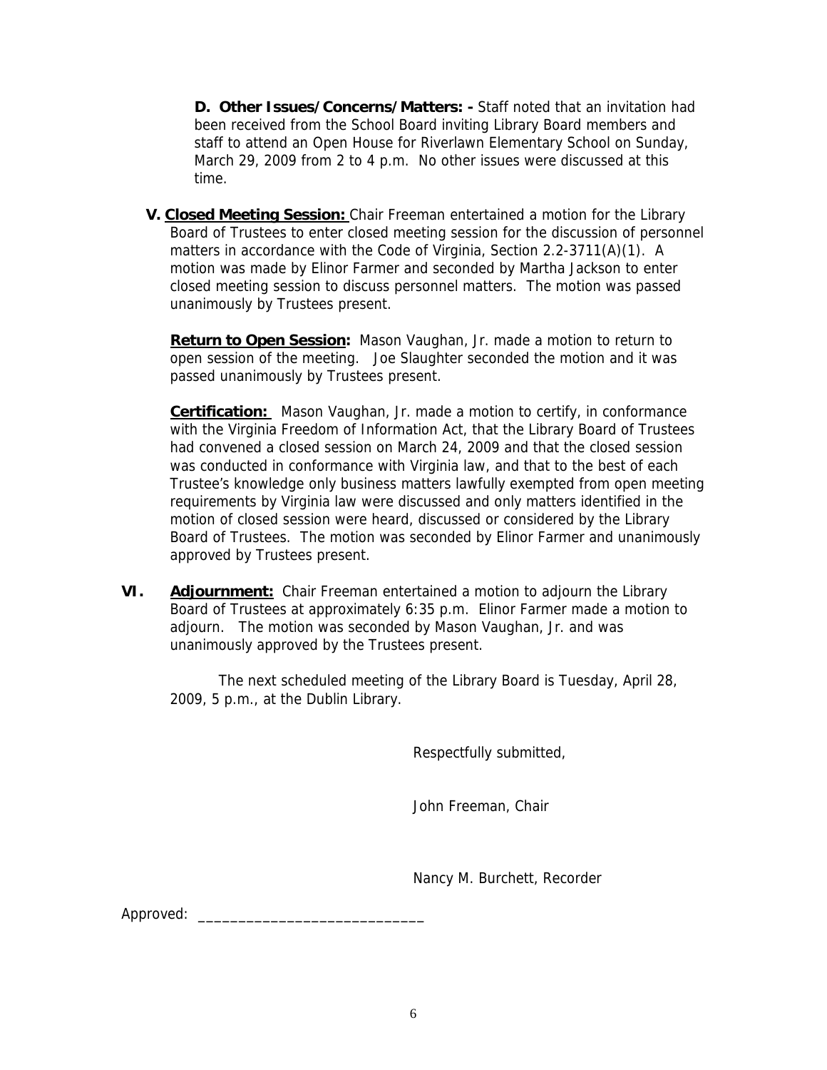**D. Other Issues/Concerns/Matters: -** Staff noted that an invitation had been received from the School Board inviting Library Board members and staff to attend an Open House for Riverlawn Elementary School on Sunday, March 29, 2009 from 2 to 4 p.m. No other issues were discussed at this time.

**V. Closed Meeting Session:** Chair Freeman entertained a motion for the Library Board of Trustees to enter closed meeting session for the discussion of personnel matters in accordance with the Code of Virginia, Section 2.2-3711(A)(1). A motion was made by Elinor Farmer and seconded by Martha Jackson to enter closed meeting session to discuss personnel matters. The motion was passed unanimously by Trustees present.

**Return to Open Session:** Mason Vaughan, Jr. made a motion to return to open session of the meeting. Joe Slaughter seconded the motion and it was passed unanimously by Trustees present.

**Certification:** Mason Vaughan, Jr. made a motion to certify, in conformance with the Virginia Freedom of Information Act, that the Library Board of Trustees had convened a closed session on March 24, 2009 and that the closed session was conducted in conformance with Virginia law, and that to the best of each Trustee's knowledge only business matters lawfully exempted from open meeting requirements by Virginia law were discussed and only matters identified in the motion of closed session were heard, discussed or considered by the Library Board of Trustees. The motion was seconded by Elinor Farmer and unanimously approved by Trustees present.

**VI. Adjournment:** Chair Freeman entertained a motion to adjourn the Library Board of Trustees at approximately 6:35 p.m. Elinor Farmer made a motion to adjourn. The motion was seconded by Mason Vaughan, Jr. and was unanimously approved by the Trustees present.

The next scheduled meeting of the Library Board is Tuesday, April 28, 2009, 5 p.m., at the Dublin Library.

Respectfully submitted,

John Freeman, Chair

Nancy M. Burchett, Recorder

Approved: ____________________________